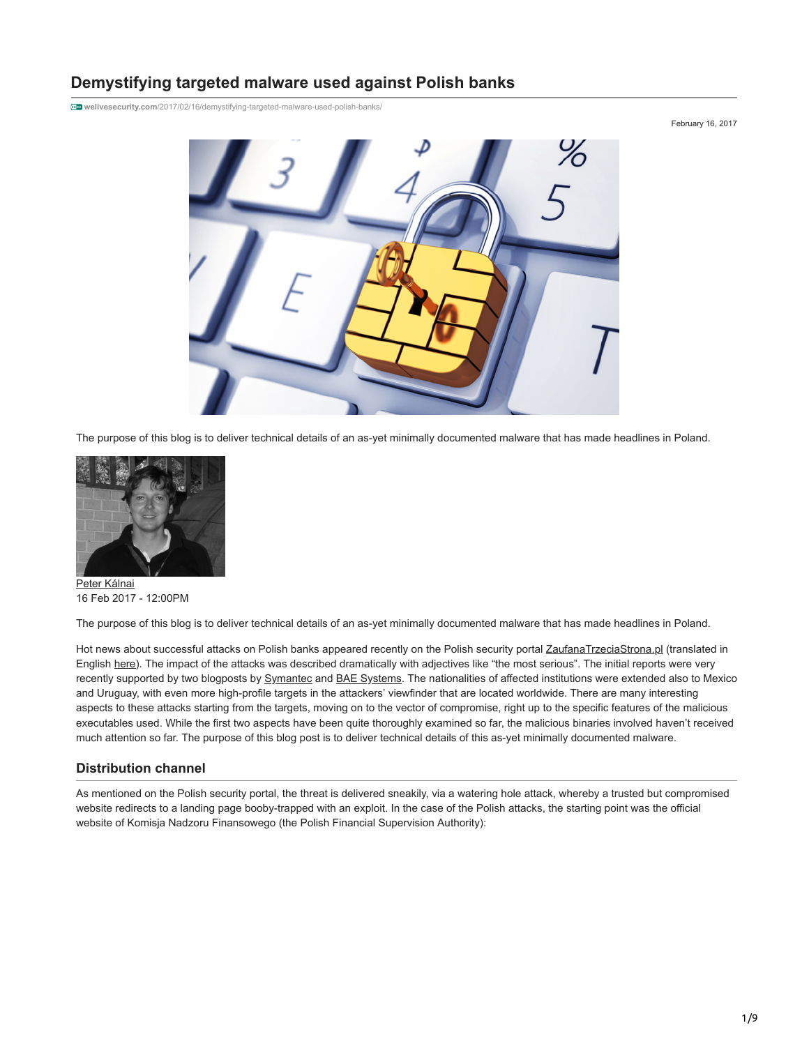# Demystifying targeted malware used against Polish banks

welivesecurity.com/2017/02/16/demystifying-targeted-malware-used-polish-banks/

February 16, 2017

The purpose of this blog is to deliver technical details of an as-yet minimally documented malware that has made headlines in Poland.

Peter Kálnai
16 Feb 2017 - 12:00PM

The purpose of this blog is to deliver technical details of an as-yet minimally documented malware that has made headlines in Poland.

Hot news about successful attacks on Polish banks appeared recently on the Polish security portal ZaufanaTrzeciaStrona.pl (translated in English here). The impact of the attacks was described dramatically with adjectives like "the most serious". The initial reports were very recently supported by two blogposts by Symantec and BAE Systems. The nationalities of affected institutions were extended also to Mexico and Uruguay, with even more high-profile targets in the attackers' viewfinder that are located worldwide. There are many interesting aspects to these attacks starting from the targets, moving on to the vector of compromise, right up to the specific features of the malicious executables used. While the first two aspects have been quite thoroughly examined so far, the malicious binaries involved haven't received much attention so far. The purpose of this blog post is to deliver technical details of this as-yet minimally documented malware.

## Distribution channel

As mentioned on the Polish security portal, the threat is delivered sneakily, via a watering hole attack, whereby a trusted but compromised website redirects to a landing page booby-trapped with an exploit. In the case of the Polish attacks, the starting point was the official website of Komisja Nadzoru Finansowego (the Polish Financial Supervision Authority):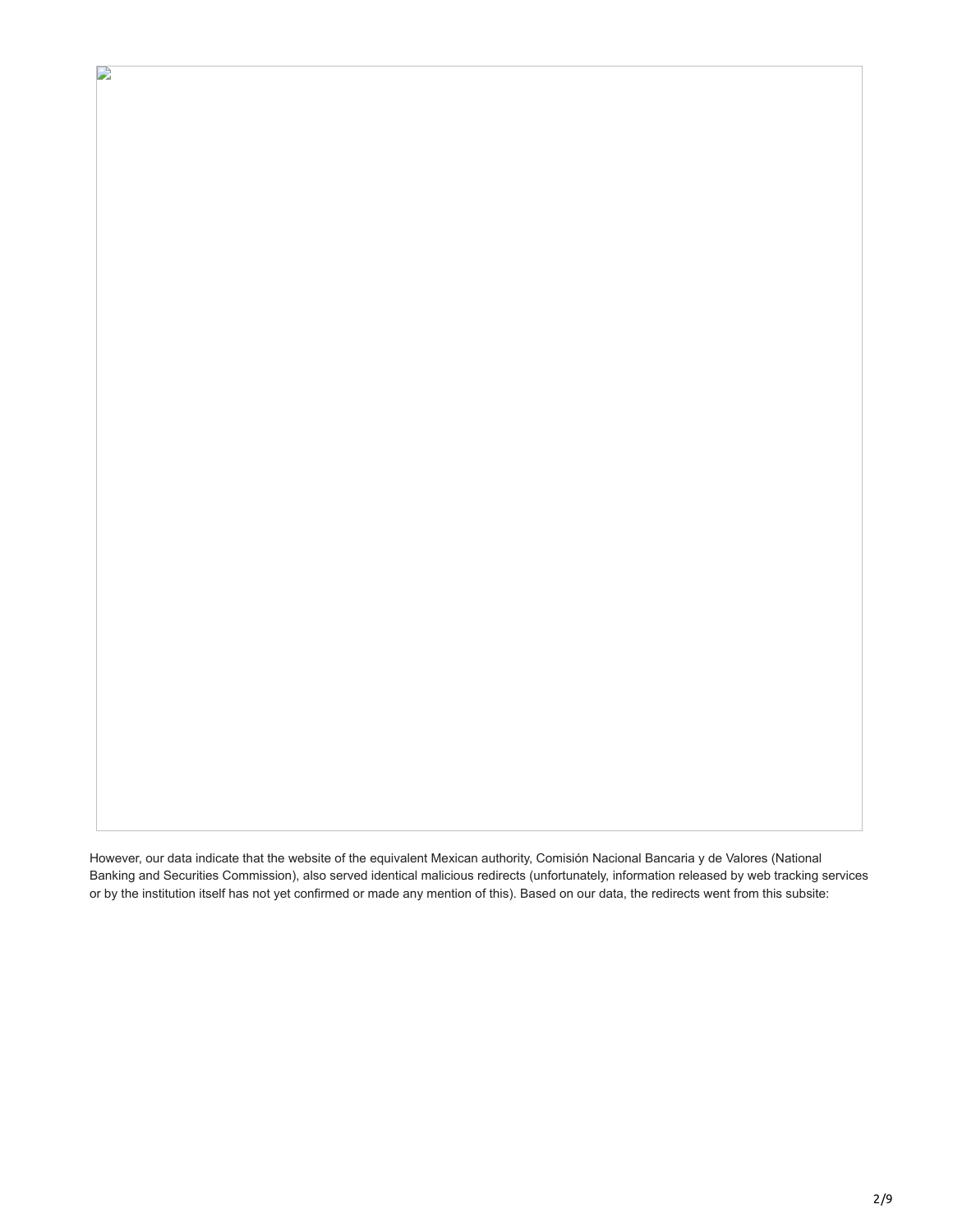However, our data indicate that the website of the equivalent Mexican authority, Comisión Nacional Bancaria y de Valores (National Banking and Securities Commission), also served identical malicious redirects (unfortunately, information released by web tracking services or by the institution itself has not yet confirmed or made any mention of this). Based on our data, the redirects went from this subsite: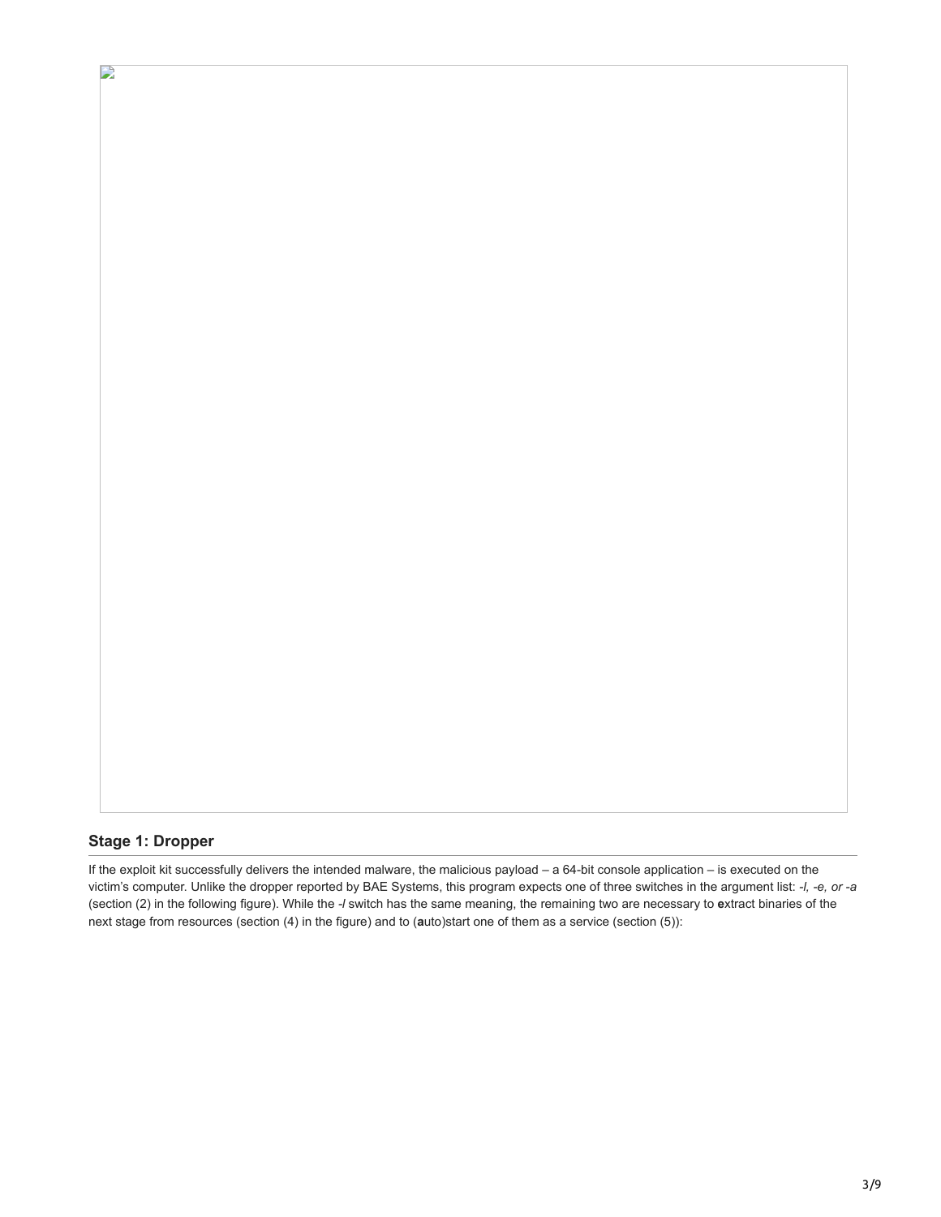## Stage 1: Dropper

If the exploit kit successfully delivers the intended malware, the malicious payload – a 64-bit console application – is executed on the victim's computer. Unlike the dropper reported by BAE Systems, this program expects one of three switches in the argument list: *-l, -e, or -a* (section (2) in the following figure). While the *-l* switch has the same meaning, the remaining two are necessary to **e**xtract binaries of the next stage from resources (section (4) in the figure) and to (**a**uto)start one of them as a service (section (5)):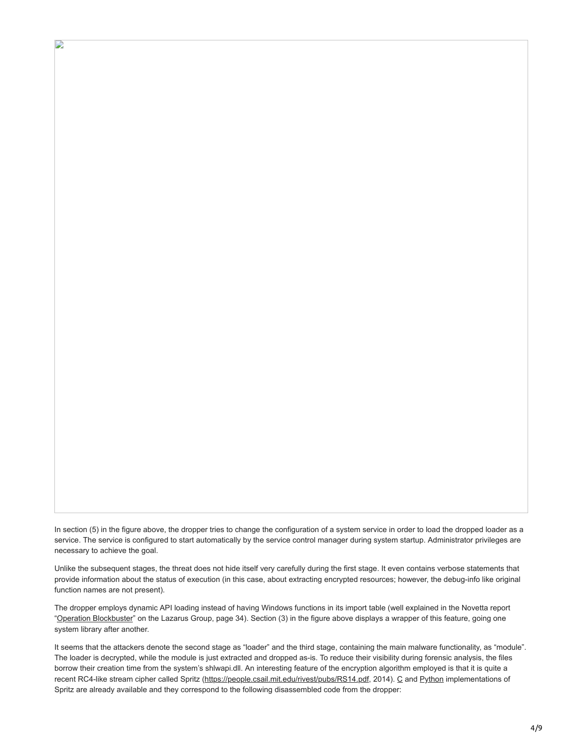In section (5) in the figure above, the dropper tries to change the configuration of a system service in order to load the dropped loader as a service. The service is configured to start automatically by the service control manager during system startup. Administrator privileges are necessary to achieve the goal.

Unlike the subsequent stages, the threat does not hide itself very carefully during the first stage. It even contains verbose statements that provide information about the status of execution (in this case, about extracting encrypted resources; however, the debug-info like original function names are not present).

The dropper employs dynamic API loading instead of having Windows functions in its import table (well explained in the Novetta report "Operation Blockbuster" on the Lazarus Group, page 34). Section (3) in the figure above displays a wrapper of this feature, going one system library after another.

It seems that the attackers denote the second stage as "loader" and the third stage, containing the main malware functionality, as "module". The loader is decrypted, while the module is just extracted and dropped as-is. To reduce their visibility during forensic analysis, the files borrow their creation time from the system's shlwapi.dll. An interesting feature of the encryption algorithm employed is that it is quite a recent RC4-like stream cipher called Spritz (https://people.csail.mit.edu/rivest/pubs/RS14.pdf, 2014). C and Python implementations of Spritz are already available and they correspond to the following disassembled code from the dropper: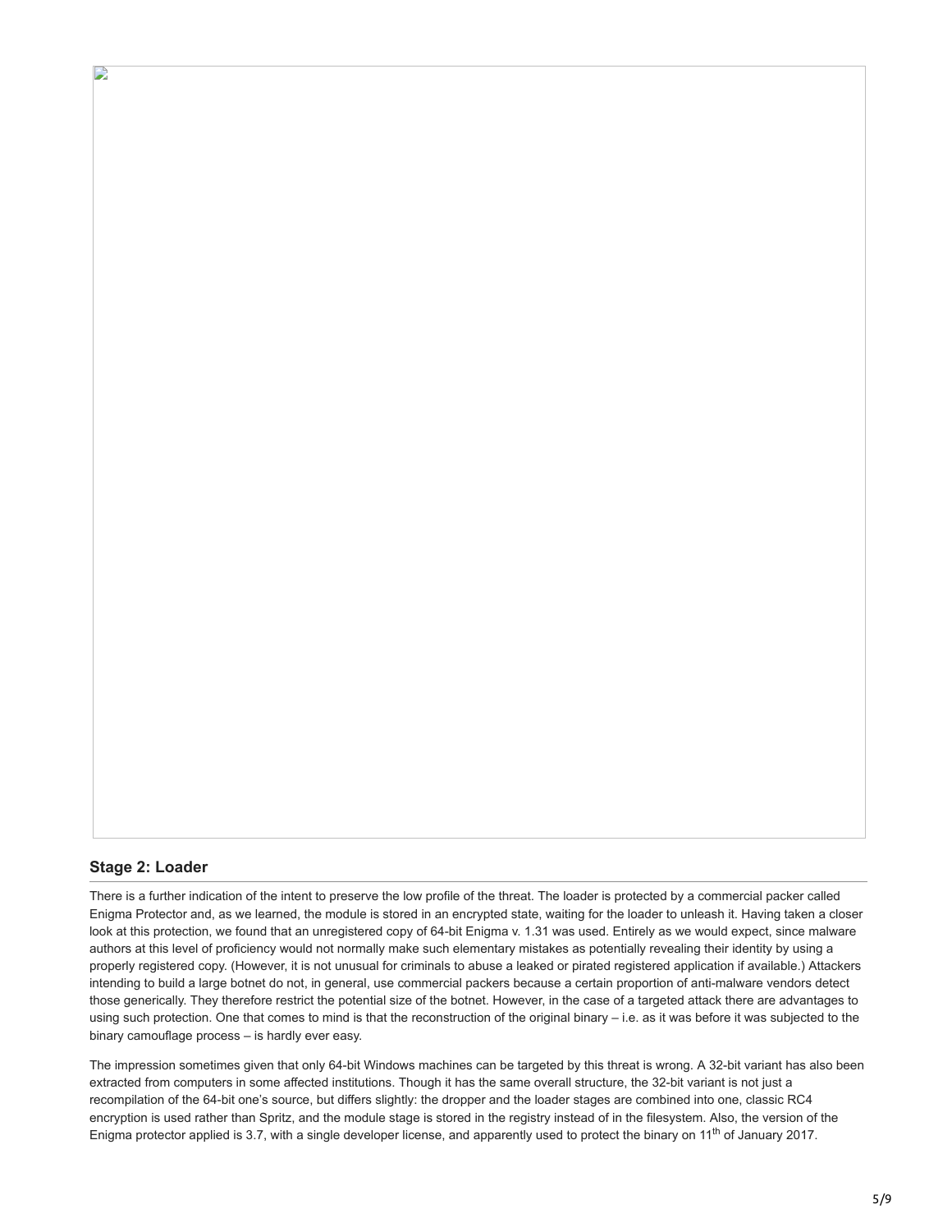## Stage 2: Loader

There is a further indication of the intent to preserve the low profile of the threat. The loader is protected by a commercial packer called Enigma Protector and, as we learned, the module is stored in an encrypted state, waiting for the loader to unleash it. Having taken a closer look at this protection, we found that an unregistered copy of 64-bit Enigma v. 1.31 was used. Entirely as we would expect, since malware authors at this level of proficiency would not normally make such elementary mistakes as potentially revealing their identity by using a properly registered copy. (However, it is not unusual for criminals to abuse a leaked or pirated registered application if available.) Attackers intending to build a large botnet do not, in general, use commercial packers because a certain proportion of anti-malware vendors detect those generically. They therefore restrict the potential size of the botnet. However, in the case of a targeted attack there are advantages to using such protection. One that comes to mind is that the reconstruction of the original binary – i.e. as it was before it was subjected to the binary camouflage process – is hardly ever easy.

The impression sometimes given that only 64-bit Windows machines can be targeted by this threat is wrong. A 32-bit variant has also been extracted from computers in some affected institutions. Though it has the same overall structure, the 32-bit variant is not just a recompilation of the 64-bit one's source, but differs slightly: the dropper and the loader stages are combined into one, classic RC4 encryption is used rather than Spritz, and the module stage is stored in the registry instead of in the filesystem. Also, the version of the Enigma protector applied is 3.7, with a single developer license, and apparently used to protect the binary on 11th of January 2017.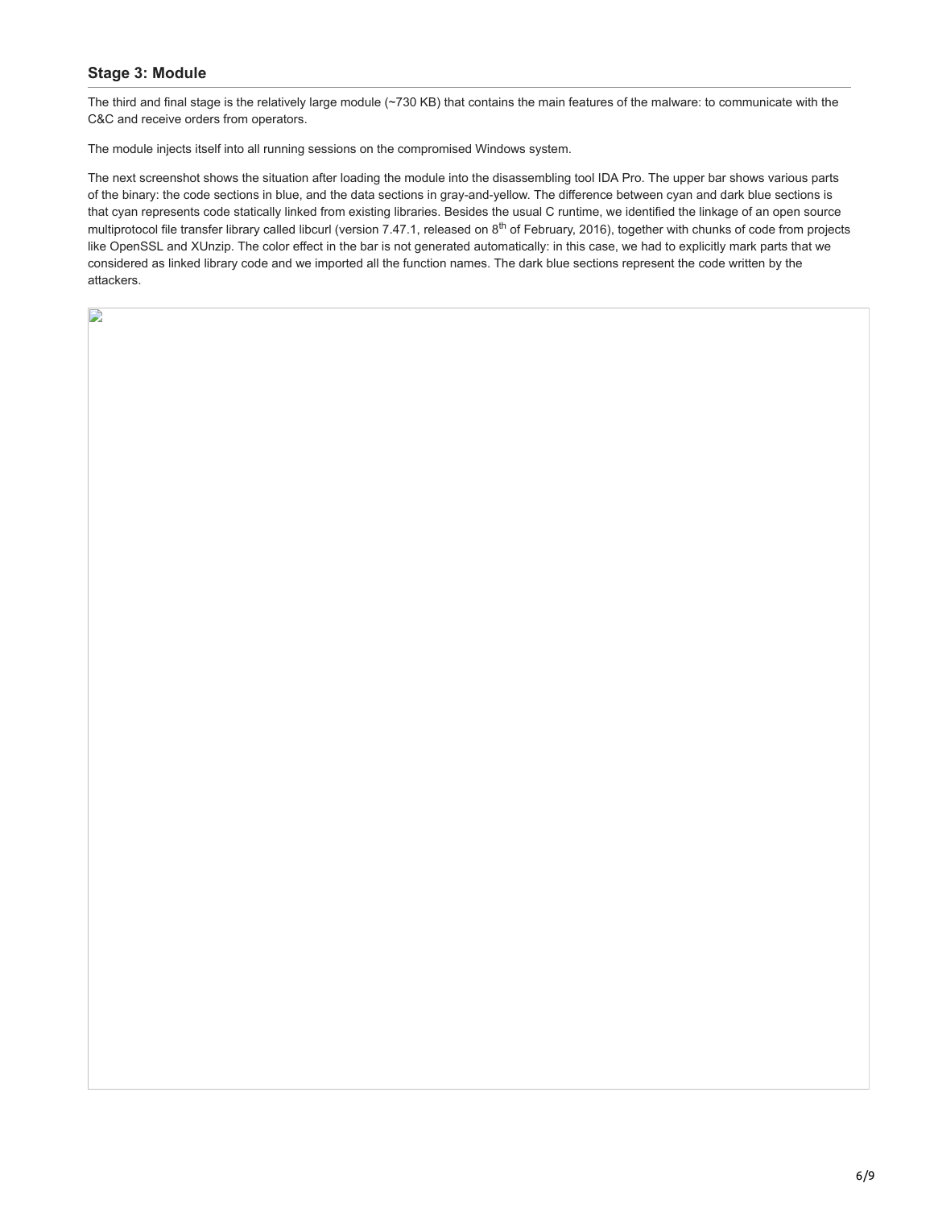### Stage 3: Module

The third and final stage is the relatively large module (~730 KB) that contains the main features of the malware: to communicate with the C&C and receive orders from operators.

The module injects itself into all running sessions on the compromised Windows system.

The next screenshot shows the situation after loading the module into the disassembling tool IDA Pro. The upper bar shows various parts of the binary: the code sections in blue, and the data sections in gray-and-yellow. The difference between cyan and dark blue sections is that cyan represents code statically linked from existing libraries. Besides the usual C runtime, we identified the linkage of an open source multiprotocol file transfer library called libcurl (version 7.47.1, released on 8th of February, 2016), together with chunks of code from projects like OpenSSL and XUnzip. The color effect in the bar is not generated automatically: in this case, we had to explicitly mark parts that we considered as linked library code and we imported all the function names. The dark blue sections represent the code written by the attackers.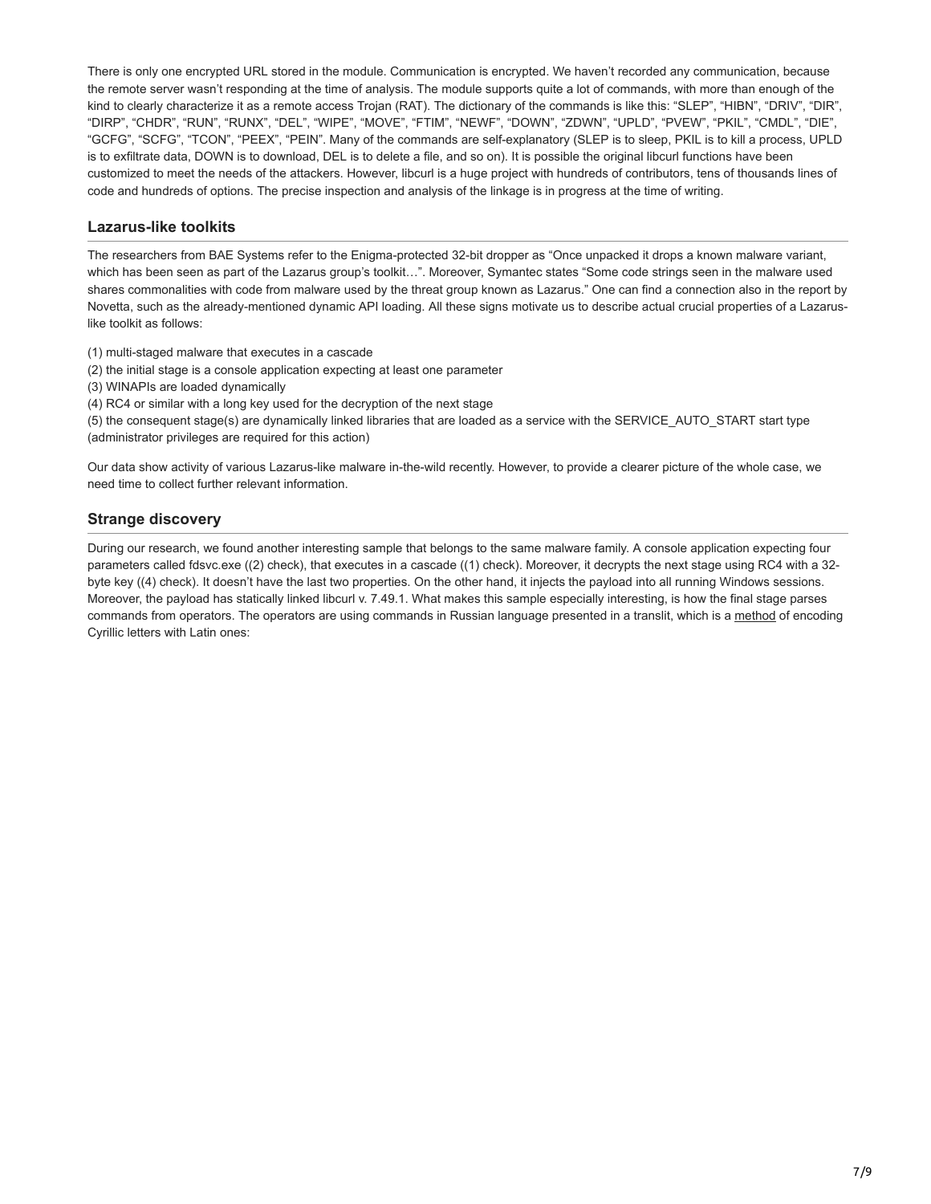There is only one encrypted URL stored in the module. Communication is encrypted. We haven't recorded any communication, because the remote server wasn't responding at the time of analysis. The module supports quite a lot of commands, with more than enough of the kind to clearly characterize it as a remote access Trojan (RAT). The dictionary of the commands is like this: "SLEP", "HIBN", "DRIV", "DIR", "DIRP", "CHDR", "RUN", "RUNX", "DEL", "WIPE", "MOVE", "FTIM", "NEWF", "DOWN", "ZDWN", "UPLD", "PVEW", "PKIL", "CMDL", "DIE", "GCFG", "SCFG", "TCON", "PEEX", "PEIN". Many of the commands are self-explanatory (SLEP is to sleep, PKIL is to kill a process, UPLD is to exfiltrate data, DOWN is to download, DEL is to delete a file, and so on). It is possible the original libcurl functions have been customized to meet the needs of the attackers. However, libcurl is a huge project with hundreds of contributors, tens of thousands lines of code and hundreds of options. The precise inspection and analysis of the linkage is in progress at the time of writing.

## Lazarus-like toolkits

The researchers from BAE Systems refer to the Enigma-protected 32-bit dropper as "Once unpacked it drops a known malware variant, which has been seen as part of the Lazarus group's toolkit…". Moreover, Symantec states "Some code strings seen in the malware used shares commonalities with code from malware used by the threat group known as Lazarus." One can find a connection also in the report by Novetta, such as the already-mentioned dynamic API loading. All these signs motivate us to describe actual crucial properties of a Lazarus-like toolkit as follows:

(1) multi-staged malware that executes in a cascade
(2) the initial stage is a console application expecting at least one parameter
(3) WINAPIs are loaded dynamically
(4) RC4 or similar with a long key used for the decryption of the next stage
(5) the consequent stage(s) are dynamically linked libraries that are loaded as a service with the SERVICE_AUTO_START start type (administrator privileges are required for this action)

Our data show activity of various Lazarus-like malware in-the-wild recently. However, to provide a clearer picture of the whole case, we need time to collect further relevant information.

## Strange discovery

During our research, we found another interesting sample that belongs to the same malware family. A console application expecting four parameters called fdsvc.exe ((2) check), that executes in a cascade ((1) check). Moreover, it decrypts the next stage using RC4 with a 32-byte key ((4) check). It doesn't have the last two properties. On the other hand, it injects the payload into all running Windows sessions. Moreover, the payload has statically linked libcurl v. 7.49.1. What makes this sample especially interesting, is how the final stage parses commands from operators. The operators are using commands in Russian language presented in a translit, which is a method of encoding Cyrillic letters with Latin ones: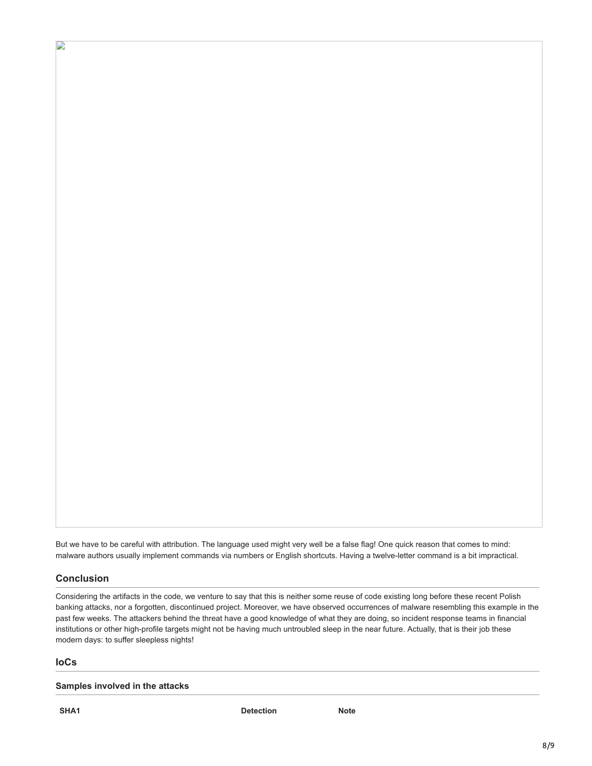But we have to be careful with attribution. The language used might very well be a false flag! One quick reason that comes to mind: malware authors usually implement commands via numbers or English shortcuts. Having a twelve-letter command is a bit impractical.

## Conclusion

Considering the artifacts in the code, we venture to say that this is neither some reuse of code existing long before these recent Polish banking attacks, nor a forgotten, discontinued project. Moreover, we have observed occurrences of malware resembling this example in the past few weeks. The attackers behind the threat have a good knowledge of what they are doing, so incident response teams in financial institutions or other high-profile targets might not be having much untroubled sleep in the near future. Actually, that is their job these modern days: to suffer sleepless nights!

## IoCs

### Samples involved in the attacks

| SHA1 | Detection | Note |
| --- | --- | --- |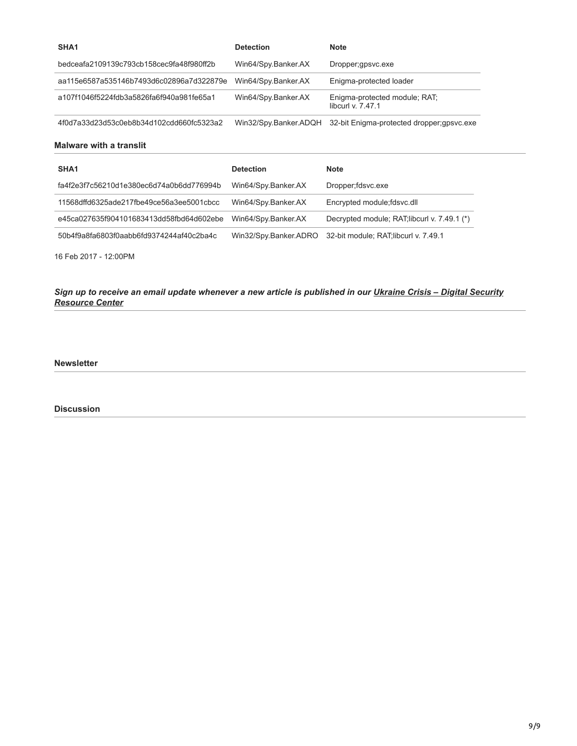| SHA1 | Detection | Note |
|---|---|---|
| bedceafa2109139c793cb158cec9fa48f980ff2b | Win64/Spy.Banker.AX | Dropper;gpsvc.exe |
| aa115e6587a535146b7493d6c02896a7d322879e | Win64/Spy.Banker.AX | Enigma-protected loader |
| a107f1046f5224fdb3a5826fa6f940a981fe65a1 | Win64/Spy.Banker.AX | Enigma-protected module; RAT; libcurl v. 7.47.1 |
| 4f0d7a33d23d53c0eb8b34d102cdd660fc5323a2 | Win32/Spy.Banker.ADQH | 32-bit Enigma-protected dropper;gpsvc.exe |

### Malware with a translit

| SHA1 | Detection | Note |
|---|---|---|
| fa4f2e3f7c56210d1e380ec6d74a0b6dd776994b | Win64/Spy.Banker.AX | Dropper;fdsvc.exe |
| 11568dffd6325ade217fbe49ce56a3ee5001cbcc | Win64/Spy.Banker.AX | Encrypted module;fdsvc.dll |
| e45ca027635f904101683413dd58fbd64d602ebe | Win64/Spy.Banker.AX | Decrypted module; RAT;libcurl v. 7.49.1 (*) |
| 50b4f9a8fa6803f0aabb6fd9374244af40c2ba4c | Win32/Spy.Banker.ADRO | 32-bit module; RAT;libcurl v. 7.49.1 |

16 Feb 2017 - 12:00PM

***Sign up to receive an email update whenever a new article is published in our Ukraine Crisis – Digital Security Resource Center***

### Newsletter

### Discussion